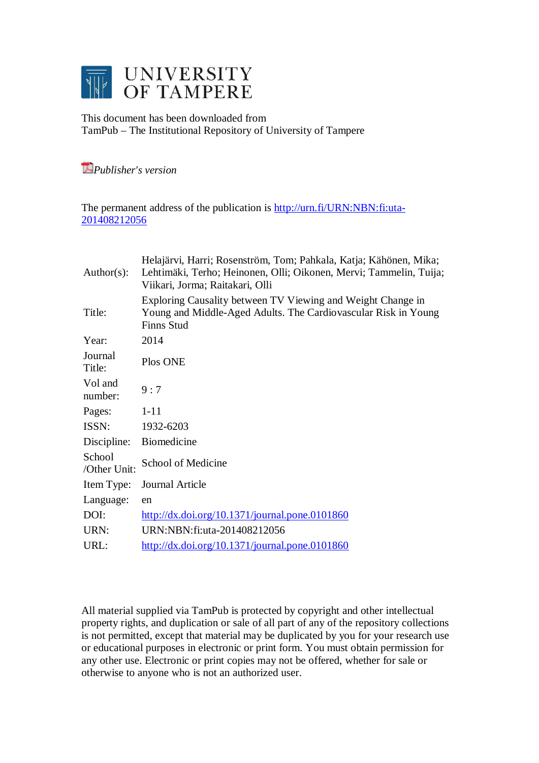# UNIVERSITY OF TAMPERE

This document has been downloaded from
TamPub – The Institutional Repository of University of Tampere

*Publisher's version*

The permanent address of the publication is http://urn.fi/URN:NBN:fi:uta-201408212056

| | |
|---|---|
| Author(s): | Helajärvi, Harri; Rosenström, Tom; Pahkala, Katja; Kähönen, Mika; Lehtimäki, Terho; Heinonen, Olli; Oikonen, Mervi; Tammelin, Tuija; Viikari, Jorma; Raitakari, Olli |
| Title: | Exploring Causality between TV Viewing and Weight Change in Young and Middle-Aged Adults. The Cardiovascular Risk in Young Finns Stud |
| Year: | 2014 |
| Journal Title: | Plos ONE |
| Vol and number: | 9 : 7 |
| Pages: | 1-11 |
| ISSN: | 1932-6203 |
| Discipline: | Biomedicine |
| School /Other Unit: | School of Medicine |
| Item Type: | Journal Article |
| Language: | en |
| DOI: | http://dx.doi.org/10.1371/journal.pone.0101860 |
| URN: | URN:NBN:fi:uta-201408212056 |
| URL: | http://dx.doi.org/10.1371/journal.pone.0101860 |

All material supplied via TamPub is protected by copyright and other intellectual property rights, and duplication or sale of all part of any of the repository collections is not permitted, except that material may be duplicated by you for your research use or educational purposes in electronic or print form. You must obtain permission for any other use. Electronic or print copies may not be offered, whether for sale or otherwise to anyone who is not an authorized user.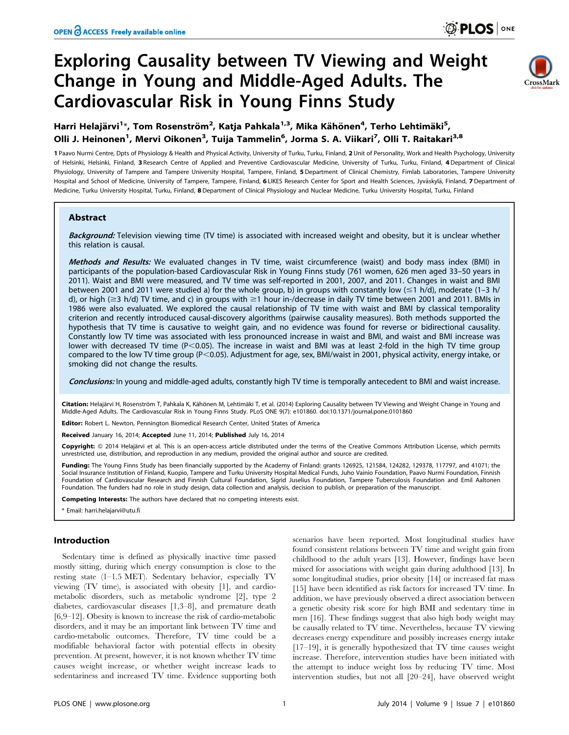# Exploring Causality between TV Viewing and Weight Change in Young and Middle-Aged Adults. The Cardiovascular Risk in Young Finns Study

**Harri Helajärvi[1]\*, Tom Rosenström[2], Katja Pahkala[1,3], Mika Kähönen[4], Terho Lehtimäki[5], Olli J. Heinonen[1], Mervi Oikonen[3], Tuija Tammelin[6], Jorma S. A. Viikari[7], Olli T. Raitakari[3,8]**

1 Paavo Nurmi Centre, Dpts of Physiology & Health and Physical Activity, University of Turku, Turku, Finland, 2 Unit of Personality, Work and Health Psychology, University of Helsinki, Helsinki, Finland, 3 Research Centre of Applied and Preventive Cardiovascular Medicine, University of Turku, Turku, Finland, 4 Department of Clinical Physiology, University of Tampere and Tampere University Hospital, Tampere, Finland, 5 Department of Clinical Chemistry, Fimlab Laboratories, Tampere University Hospital and School of Medicine, University of Tampere, Tampere, Finland, 6 LIKES Research Center for Sport and Health Sciences, Jyväskylä, Finland, 7 Department of Medicine, Turku University Hospital, Turku, Finland, 8 Department of Clinical Physiology and Nuclear Medicine, Turku University Hospital, Turku, Finland

## Abstract

***Background:*** Television viewing time (TV time) is associated with increased weight and obesity, but it is unclear whether this relation is causal.

***Methods and Results:*** We evaluated changes in TV time, waist circumference (waist) and body mass index (BMI) in participants of the population-based Cardiovascular Risk in Young Finns study (761 women, 626 men aged 33–50 years in 2011). Waist and BMI were measured, and TV time was self-reported in 2001, 2007, and 2011. Changes in waist and BMI between 2001 and 2011 were studied a) for the whole group, b) in groups with constantly low (≤1 h/d), moderate (1–3 h/d), or high (≥3 h/d) TV time, and c) in groups with ≥1 hour in-/decrease in daily TV time between 2001 and 2011. BMIs in 1986 were also evaluated. We explored the causal relationship of TV time with waist and BMI by classical temporality criterion and recently introduced causal-discovery algorithms (pairwise causality measures). Both methods supported the hypothesis that TV time is causative to weight gain, and no evidence was found for reverse or bidirectional causality. Constantly low TV time was associated with less pronounced increase in waist and BMI, and waist and BMI increase was lower with decreased TV time ($P<0.05$). The increase in waist and BMI was at least 2-fold in the high TV time group compared to the low TV time group ($P<0.05$). Adjustment for age, sex, BMI/waist in 2001, physical activity, energy intake, or smoking did not change the results.

***Conclusions:*** In young and middle-aged adults, constantly high TV time is temporally antecedent to BMI and waist increase.

**Citation:** Helajärvi H, Rosenström T, Pahkala K, Kähönen M, Lehtimäki T, et al. (2014) Exploring Causality between TV Viewing and Weight Change in Young and Middle-Aged Adults. The Cardiovascular Risk in Young Finns Study. PLoS ONE 9(7): e101860. doi:10.1371/journal.pone.0101860

**Editor:** Robert L. Newton, Pennington Biomedical Research Center, United States of America

**Received** January 16, 2014; **Accepted** June 11, 2014; **Published** July 16, 2014

**Copyright:** © 2014 Helajärvi et al. This is an open-access article distributed under the terms of the Creative Commons Attribution License, which permits unrestricted use, distribution, and reproduction in any medium, provided the original author and source are credited.

**Funding:** The Young Finns Study has been financially supported by the Academy of Finland: grants 126925, 121584, 124282, 129378, 117797, and 41071; the Social Insurance Institution of Finland, Kuopio, Tampere and Turku University Hospital Medical Funds, Juho Vainio Foundation, Paavo Nurmi Foundation, Finnish Foundation of Cardiovascular Research and Finnish Cultural Foundation, Sigrid Juselius Foundation, Tampere Tuberculosis Foundation and Emil Aaltonen Foundation. The funders had no role in study design, data collection and analysis, decision to publish, or preparation of the manuscript.

**Competing Interests:** The authors have declared that no competing interests exist.

\* Email: harri.helajarvi@utu.fi

## Introduction

Sedentary time is defined as physically inactive time passed mostly sitting, during which energy consumption is close to the resting state (1–1.5 MET). Sedentary behavior, especially TV viewing (TV time), is associated with obesity [1], and cardio-metabolic disorders, such as metabolic syndrome [2], type 2 diabetes, cardiovascular diseases [1,3–8], and premature death [6,9–12]. Obesity is known to increase the risk of cardio-metabolic disorders, and it may be an important link between TV time and cardio-metabolic outcomes. Therefore, TV time could be a modifiable behavioral factor with potential effects in obesity prevention. At present, however, it is not known whether TV time causes weight increase, or whether weight increase leads to sedentariness and increased TV time. Evidence supporting both scenarios have been reported. Most longitudinal studies have found consistent relations between TV time and weight gain from childhood to the adult years [13]. However, findings have been mixed for associations with weight gain during adulthood [13]. In some longitudinal studies, prior obesity [14] or increased fat mass [15] have been identified as risk factors for increased TV time. In addition, we have previously observed a direct association between a genetic obesity risk score for high BMI and sedentary time in men [16]. These findings suggest that also high body weight may be causally related to TV time. Nevertheless, because TV viewing decreases energy expenditure and possibly increases energy intake [17–19], it is generally hypothesized that TV time causes weight increase. Therefore, intervention studies have been initiated with the attempt to induce weight loss by reducing TV time. Most intervention studies, but not all [20–24], have observed weight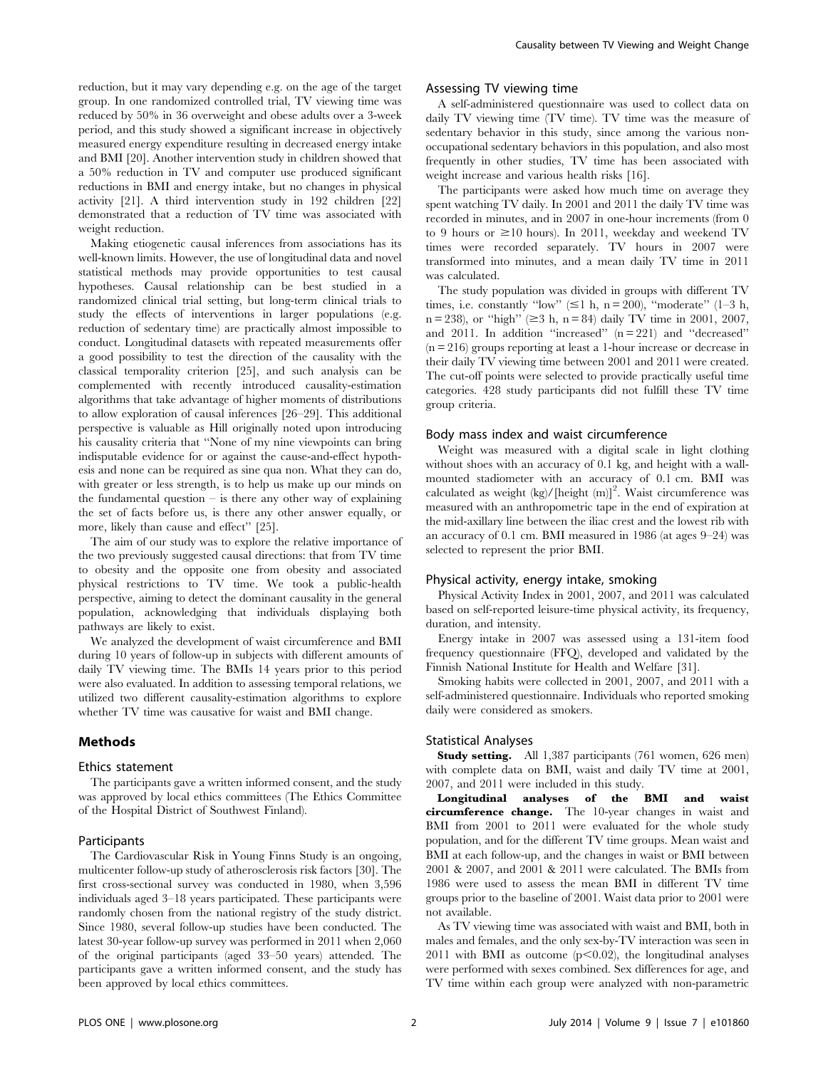reduction, but it may vary depending e.g. on the age of the target group. In one randomized controlled trial, TV viewing time was reduced by 50% in 36 overweight and obese adults over a 3-week period, and this study showed a significant increase in objectively measured energy expenditure resulting in decreased energy intake and BMI [20]. Another intervention study in children showed that a 50% reduction in TV and computer use produced significant reductions in BMI and energy intake, but no changes in physical activity [21]. A third intervention study in 192 children [22] demonstrated that a reduction of TV time was associated with weight reduction.

Making etiogenetic causal inferences from associations has its well-known limits. However, the use of longitudinal data and novel statistical methods may provide opportunities to test causal hypotheses. Causal relationship can be best studied in a randomized clinical trial setting, but long-term clinical trials to study the effects of interventions in larger populations (e.g. reduction of sedentary time) are practically almost impossible to conduct. Longitudinal datasets with repeated measurements offer a good possibility to test the direction of the causality with the classical temporality criterion [25], and such analysis can be complemented with recently introduced causality-estimation algorithms that take advantage of higher moments of distributions to allow exploration of causal inferences [26–29]. This additional perspective is valuable as Hill originally noted upon introducing his causality criteria that "None of my nine viewpoints can bring indisputable evidence for or against the cause-and-effect hypothesis and none can be required as sine qua non. What they can do, with greater or less strength, is to help us make up our minds on the fundamental question – is there any other way of explaining the set of facts before us, is there any other answer equally, or more, likely than cause and effect" [25].

The aim of our study was to explore the relative importance of the two previously suggested causal directions: that from TV time to obesity and the opposite one from obesity and associated physical restrictions to TV time. We took a public-health perspective, aiming to detect the dominant causality in the general population, acknowledging that individuals displaying both pathways are likely to exist.

We analyzed the development of waist circumference and BMI during 10 years of follow-up in subjects with different amounts of daily TV viewing time. The BMIs 14 years prior to this period were also evaluated. In addition to assessing temporal relations, we utilized two different causality-estimation algorithms to explore whether TV time was causative for waist and BMI change.

## Methods

### Ethics statement

The participants gave a written informed consent, and the study was approved by local ethics committees (The Ethics Committee of the Hospital District of Southwest Finland).

### Participants

The Cardiovascular Risk in Young Finns Study is an ongoing, multicenter follow-up study of atherosclerosis risk factors [30]. The first cross-sectional survey was conducted in 1980, when 3,596 individuals aged 3–18 years participated. These participants were randomly chosen from the national registry of the study district. Since 1980, several follow-up studies have been conducted. The latest 30-year follow-up survey was performed in 2011 when 2,060 of the original participants (aged 33–50 years) attended. The participants gave a written informed consent, and the study has been approved by local ethics committees.

### Assessing TV viewing time

A self-administered questionnaire was used to collect data on daily TV viewing time (TV time). TV time was the measure of sedentary behavior in this study, since among the various non-occupational sedentary behaviors in this population, and also most frequently in other studies, TV time has been associated with weight increase and various health risks [16].

The participants were asked how much time on average they spent watching TV daily. In 2001 and 2011 the daily TV time was recorded in minutes, and in 2007 in one-hour increments (from 0 to 9 hours or ≥10 hours). In 2011, weekday and weekend TV times were recorded separately. TV hours in 2007 were transformed into minutes, and a mean daily TV time in 2011 was calculated.

The study population was divided in groups with different TV times, i.e. constantly "low" (≤1 h, n = 200), "moderate" (1–3 h, n = 238), or "high" (≥3 h, n = 84) daily TV time in 2001, 2007, and 2011. In addition "increased" (n = 221) and "decreased" (n = 216) groups reporting at least a 1-hour increase or decrease in their daily TV viewing time between 2001 and 2011 were created. The cut-off points were selected to provide practically useful time categories. 428 study participants did not fulfill these TV time group criteria.

### Body mass index and waist circumference

Weight was measured with a digital scale in light clothing without shoes with an accuracy of 0.1 kg, and height with a wall-mounted stadiometer with an accuracy of 0.1 cm. BMI was calculated as weight (kg)/[height (m)]$^2$. Waist circumference was measured with an anthropometric tape in the end of expiration at the mid-axillary line between the iliac crest and the lowest rib with an accuracy of 0.1 cm. BMI measured in 1986 (at ages 9–24) was selected to represent the prior BMI.

### Physical activity, energy intake, smoking

Physical Activity Index in 2001, 2007, and 2011 was calculated based on self-reported leisure-time physical activity, its frequency, duration, and intensity.

Energy intake in 2007 was assessed using a 131-item food frequency questionnaire (FFQ), developed and validated by the Finnish National Institute for Health and Welfare [31].

Smoking habits were collected in 2001, 2007, and 2011 with a self-administered questionnaire. Individuals who reported smoking daily were considered as smokers.

### Statistical Analyses

**Study setting.** All 1,387 participants (761 women, 626 men) with complete data on BMI, waist and daily TV time at 2001, 2007, and 2011 were included in this study.

**Longitudinal analyses of the BMI and waist circumference change.** The 10-year changes in waist and BMI from 2001 to 2011 were evaluated for the whole study population, and for the different TV time groups. Mean waist and BMI at each follow-up, and the changes in waist or BMI between 2001 & 2007, and 2001 & 2011 were calculated. The BMIs from 1986 were used to assess the mean BMI in different TV time groups prior to the baseline of 2001. Waist data prior to 2001 were not available.

As TV viewing time was associated with waist and BMI, both in males and females, and the only sex-by-TV interaction was seen in 2011 with BMI as outcome ($p < 0.02$), the longitudinal analyses were performed with sexes combined. Sex differences for age, and TV time within each group were analyzed with non-parametric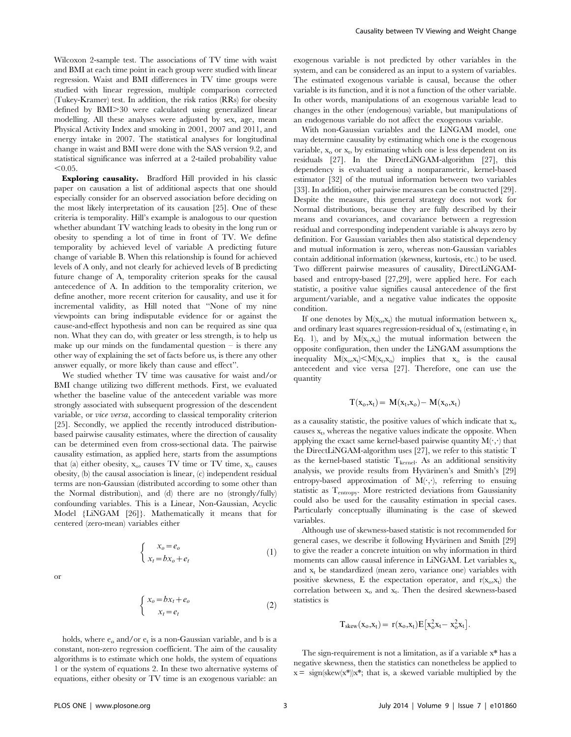Wilcoxon 2-sample test. The associations of TV time with waist and BMI at each time point in each group were studied with linear regression. Waist and BMI differences in TV time groups were studied with linear regression, multiple comparison corrected (Tukey-Kramer) test. In addition, the risk ratios (RRs) for obesity defined by BMI>30 were calculated using generalized linear modelling. All these analyses were adjusted by sex, age, mean Physical Activity Index and smoking in 2001, 2007 and 2011, and energy intake in 2007. The statistical analyses for longitudinal change in waist and BMI were done with the SAS version 9.2, and statistical significance was inferred at a 2-tailed probability value <0.05.

**Exploring causality.** Bradford Hill provided in his classic paper on causation a list of additional aspects that one should especially consider for an observed association before deciding on the most likely interpretation of its causation [25]. One of these criteria is temporality. Hill's example is analogous to our question whether abundant TV watching leads to obesity in the long run or obesity to spending a lot of time in front of TV. We define temporality by achieved level of variable A predicting future change of variable B. When this relationship is found for achieved levels of A only, and not clearly for achieved levels of B predicting future change of A, temporality criterion speaks for the causal antecedence of A. In addition to the temporality criterion, we define another, more recent criterion for causality, and use it for incremental validity, as Hill noted that "None of my nine viewpoints can bring indisputable evidence for or against the cause-and-effect hypothesis and non can be required as sine qua non. What they can do, with greater or less strength, is to help us make up our minds on the fundamental question – is there any other way of explaining the set of facts before us, is there any other answer equally, or more likely than cause and effect".

We studied whether TV time was causative for waist and/or BMI change utilizing two different methods. First, we evaluated whether the baseline value of the antecedent variable was more strongly associated with subsequent progression of the descendent variable, or *vice versa*, according to classical temporality criterion [25]. Secondly, we applied the recently introduced distribution-based pairwise causality estimates, where the direction of causality can be determined even from cross-sectional data. The pairwise causality estimation, as applied here, starts from the assumptions that (a) either obesity, $x_o$, causes TV time or TV time, $x_t$, causes obesity, (b) the causal association is linear, (c) independent residual terms are non-Gaussian (distributed according to some other than the Normal distribution), and (d) there are no (strongly/fully) confounding variables. This is a Linear, Non-Gaussian, Acyclic Model {LiNGAM [26]}. Mathematically it means that for centered (zero-mean) variables either

$$\begin{cases} x_o = e_o \\ x_t = b x_o + e_t \end{cases} \quad (1)$$

or

$$\begin{cases} x_o = b x_t + e_o \\ x_t = e_t \end{cases} \quad (2)$$

holds, where $e_o$ and/or $e_t$ is a non-Gaussian variable, and b is a constant, non-zero regression coefficient. The aim of the causality algorithms is to estimate which one holds, the system of equations 1 or the system of equations 2. In these two alternative systems of equations, either obesity or TV time is an exogenous variable: an exogenous variable is not predicted by other variables in the system, and can be considered as an input to a system of variables. The estimated exogenous variable is causal, because the other variable is its function, and it is not a function of the other variable. In other words, manipulations of an exogenous variable lead to changes in the other (endogenous) variable, but manipulations of an endogenous variable do not affect the exogenous variable.

With non-Gaussian variables and the LiNGAM model, one may determine causality by estimating which one is the exogenous variable, $x_o$ or $x_t$, by estimating which one is less dependent on its residuals [27]. In the DirectLiNGAM-algorithm [27], this dependency is evaluated using a nonparametric, kernel-based estimator [32] of the mutual information between two variables [33]. In addition, other pairwise measures can be constructed [29]. Despite the measure, this general strategy does not work for Normal distributions, because they are fully described by their means and covariances, and covariance between a regression residual and corresponding independent variable is always zero by definition. For Gaussian variables then also statistical dependency and mutual information is zero, whereas non-Gaussian variables contain additional information (skewness, kurtosis, etc.) to be used. Two different pairwise measures of causality, DirectLiNGAM-based and entropy-based [27,29], were applied here. For each statistic, a positive value signifies causal antecedence of the first argument/variable, and a negative value indicates the opposite condition.

If one denotes by $M(x_o,x_t)$ the mutual information between $x_o$ and ordinary least squares regression-residual of $x_t$ (estimating $e_t$ in Eq. 1), and by $M(x_t,x_o)$ the mutual information between the opposite configuration, then under the LiNGAM assumptions the inequality $M(x_o,x_t)<M(x_t,x_o)$ implies that $x_o$ is the causal antecedent and vice versa [27]. Therefore, one can use the quantity

$$T(x_o,x_t) = M(x_t,x_o) - M(x_o,x_t)$$

as a causality statistic, the positive values of which indicate that $x_o$ causes $x_t$, whereas the negative values indicate the opposite. When applying the exact same kernel-based pairwise quantity $M(\cdot,\cdot)$ that the DirectLiNGAM-algorithm uses [27], we refer to this statistic T as the kernel-based statistic $T_{kernel}$. As an additional sensitivity analysis, we provide results from Hyvärinen's and Smith's [29] entropy-based approximation of $M(\cdot,\cdot)$, referring to ensuing statistic as $T_{entropy}$. More restricted deviations from Gaussianity could also be used for the causality estimation in special cases. Particularly conceptually illuminating is the case of skewed variables.

Although use of skewness-based statistic is not recommended for general cases, we describe it following Hyvärinen and Smith [29] to give the reader a concrete intuition on why information in third moments can allow causal inference in LiNGAM. Let variables $x_o$ and $x_t$ be standardized (mean zero, variance one) variables with positive skewness, E the expectation operator, and $r(x_o,x_t)$ the correlation between $x_o$ and $x_t$. Then the desired skewness-based statistics is

$$T_{skew}(x_o,x_t) = r(x_o,x_t) E\left[x_o^2 x_t - x_o^2 x_t\right].$$

The sign-requirement is not a limitation, as if a variable $x^*$ has a negative skewness, then the statistics can nonetheless be applied to $x = \text{sign}(\text{skew}(x^*))x^*$; that is, a skewed variable multiplied by the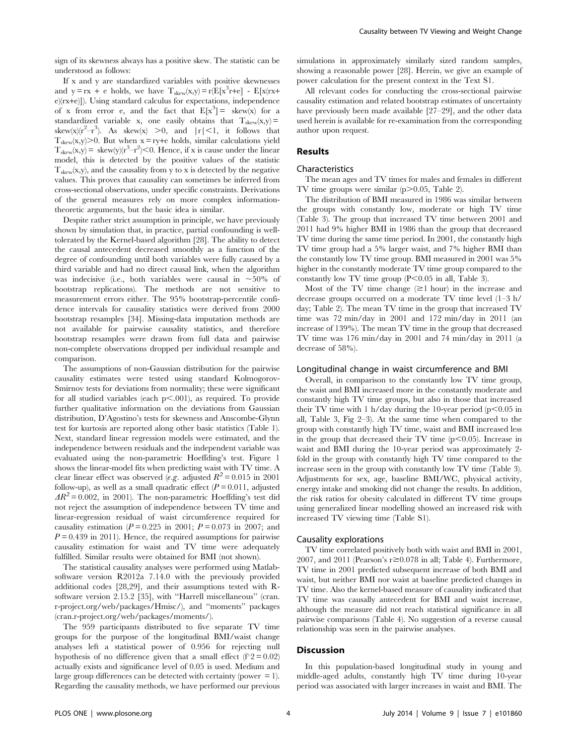sign of its skewness always has a positive skew. The statistic can be understood as follows:

If x and y are standardized variables with positive skewnesses and $y = rx + e$ holds, we have $T_{skew}(x,y) = r(E[x^3r+e] - E[x(rx+e)(rx+e)])$. Using standard calculus for expectations, independence of x from error e, and the fact that $E[x^3] =$ skew(x) for a standardized variable x, one easily obtains that $T_{skew}(x,y) = \text{skew}(x)(r^2-r^3)$. As skew(x) $>0$, and $|r|<1$, it follows that $T_{skew}(x,y)>0$. But when $x = ry+e$ holds, similar calculations yield $T_{skew}(x,y) = \text{skew}(y)(r^3-r^2)<0$. Hence, if x is cause under the linear model, this is detected by the positive values of the statistic $T_{skew}(x,y)$, and the causality from y to x is detected by the negative values. This proves that causality can sometimes be inferred from cross-sectional observations, under specific constraints. Derivations of the general measures rely on more complex information-theoretic arguments, but the basic idea is similar.

Despite rather strict assumption in principle, we have previously shown by simulation that, in practice, partial confounding is well-tolerated by the Kernel-based algorithm [28]. The ability to detect the causal antecedent decreased smoothly as a function of the degree of confounding until both variables were fully caused by a third variable and had no direct causal link, when the algorithm was indecisive (i.e., both variables were causal in ~50% of bootstrap replications). The methods are not sensitive to measurement errors either. The 95% bootstrap-percentile confidence intervals for causality statistics were derived from 2000 bootstrap resamples [34]. Missing-data imputation methods are not available for pairwise causality statistics, and therefore bootstrap resamples were drawn from full data and pairwise non-complete observations dropped per individual resample and comparison.

The assumptions of non-Gaussian distribution for the pairwise causality estimates were tested using standard Kolmogorov-Smirnov tests for deviations from normality; these were significant for all studied variables (each $p<.001$), as required. To provide further qualitative information on the deviations from Gaussian distribution, D'Agostino's tests for skewness and Anscombe-Glynn test for kurtosis are reported along other basic statistics (Table 1). Next, standard linear regression models were estimated, and the independence between residuals and the independent variable was evaluated using the non-parametric Hoeffding's test. Figure 1 shows the linear-model fits when predicting waist with TV time. A clear linear effect was observed (*e.g.* adjusted $R^2 = 0.015$ in 2001 follow-up), as well as a small quadratic effect ($P = 0.011$, adjusted $\Delta R^2 = 0.002$, in 2001). The non-parametric Hoeffding's test did not reject the assumption of independence between TV time and linear-regression residual of waist circumference required for causality estimation ($P = 0.225$ in 2001; $P = 0.073$ in 2007; and $P = 0.439$ in 2011). Hence, the required assumptions for pairwise causality estimation for waist and TV time were adequately fulfilled. Similar results were obtained for BMI (not shown).

The statistical causality analyses were performed using Matlab-software version R2012a 7.14.0 with the previously provided additional codes [28,29], and their assumptions tested with R-software version 2.15.2 [35], with "Harrell miscellaneous" (cran.r-project.org/web/packages/Hmisc/), and "moments" packages (cran.r-project.org/web/packages/moments/).

The 959 participants distributed to five separate TV time groups for the purpose of the longitudinal BMI/waist change analyses left a statistical power of 0.956 for rejecting null hypothesis of no difference given that a small effect ($f^2 = 0.02$) actually exists and significance level of 0.05 is used. Medium and large group differences can be detected with certainty (power = 1). Regarding the causality methods, we have performed our previous simulations in approximately similarly sized random samples, showing a reasonable power [28]. Herein, we give an example of power calculation for the present context in the Text S1.

All relevant codes for conducting the cross-sectional pairwise causality estimation and related bootstrap estimates of uncertainty have previously been made available [27–29], and the other data used herein is available for re-examination from the corresponding author upon request.

## Results

### Characteristics

The mean ages and TV times for males and females in different TV time groups were similar ($p>0.05$, Table 2).

The distribution of BMI measured in 1986 was similar between the groups with constantly low, moderate or high TV time (Table 3). The group that increased TV time between 2001 and 2011 had 9% higher BMI in 1986 than the group that decreased TV time during the same time period. In 2001, the constantly high TV time group had a 5% larger waist, and 7% higher BMI than the constantly low TV time group. BMI measured in 2001 was 5% higher in the constantly moderate TV time group compared to the constantly low TV time group ($P<0.05$ in all, Table 3).

Most of the TV time change (≥1 hour) in the increase and decrease groups occurred on a moderate TV time level (1–3 h/day; Table 2). The mean TV time in the group that increased TV time was 72 min/day in 2001 and 172 min/day in 2011 (an increase of 139%). The mean TV time in the group that decreased TV time was 176 min/day in 2001 and 74 min/day in 2011 (a decrease of 58%).

### Longitudinal change in waist circumference and BMI

Overall, in comparison to the constantly low TV time group, the waist and BMI increased more in the constantly moderate and constantly high TV time groups, but also in those that increased their TV time with 1 h/day during the 10-year period ($p<0.05$ in all, Table 3, Fig 2–3). At the same time when compared to the group with constantly high TV time, waist and BMI increased less in the group that decreased their TV time ($p<0.05$). Increase in waist and BMI during the 10-year period was approximately 2-fold in the group with constantly high TV time compared to the increase seen in the group with constantly low TV time (Table 3). Adjustments for sex, age, baseline BMI/WC, physical activity, energy intake and smoking did not change the results. In addition, the risk ratios for obesity calculated in different TV time groups using generalized linear modelling showed an increased risk with increased TV viewing time (Table S1).

### Causality explorations

TV time correlated positively both with waist and BMI in 2001, 2007, and 2011 (Pearson's $r \geq 0.078$ in all; Table 4). Furthermore, TV time in 2001 predicted subsequent increase of both BMI and waist, but neither BMI nor waist at baseline predicted changes in TV time. Also the kernel-based measure of causality indicated that TV time was causally antecedent for BMI and waist increase, although the measure did not reach statistical significance in all pairwise comparisons (Table 4). No suggestion of a reverse causal relationship was seen in the pairwise analyses.

## Discussion

In this population-based longitudinal study in young and middle-aged adults, constantly high TV time during 10-year period was associated with larger increases in waist and BMI. The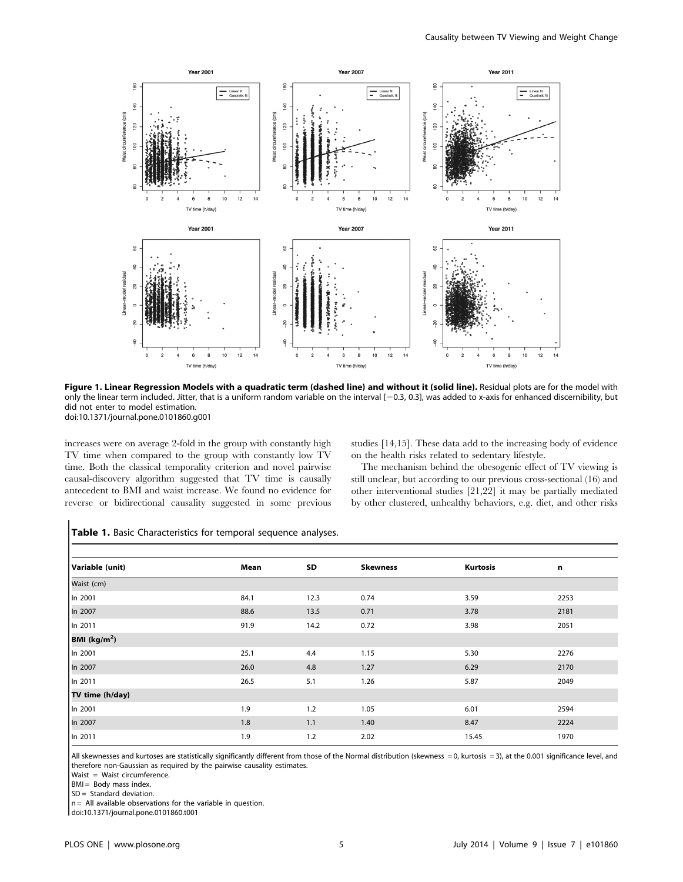**Figure 1. Linear Regression Models with a quadratic term (dashed line) and without it (solid line).** Residual plots are for the model with only the linear term included. Jitter, that is a uniform random variable on the interval [−0.3, 0.3], was added to x-axis for enhanced discernibility, but did not enter to model estimation.
doi:10.1371/journal.pone.0101860.g001

increases were on average 2-fold in the group with constantly high TV time when compared to the group with constantly low TV time. Both the classical temporality criterion and novel pairwise causal-discovery algorithm suggested that TV time is causally antecedent to BMI and waist increase. We found no evidence for reverse or bidirectional causality suggested in some previous studies [14,15]. These data add to the increasing body of evidence on the health risks related to sedentary lifestyle.

The mechanism behind the obesogenic effect of TV viewing is still unclear, but according to our previous cross-sectional (16) and other interventional studies [21,22] it may be partially mediated by other clustered, unhealthy behaviors, e.g. diet, and other risks

**Table 1.** Basic Characteristics for temporal sequence analyses.

| Variable (unit) | Mean | SD | Skewness | Kurtosis | n |
|---|---|---|---|---|---|
| Waist (cm) | | | | | |
| In 2001 | 84.1 | 12.3 | 0.74 | 3.59 | 2253 |
| In 2007 | 88.6 | 13.5 | 0.71 | 3.78 | 2181 |
| In 2011 | 91.9 | 14.2 | 0.72 | 3.98 | 2051 |
| **BMI (kg/m$^2$)** | | | | | |
| In 2001 | 25.1 | 4.4 | 1.15 | 5.30 | 2276 |
| In 2007 | 26.0 | 4.8 | 1.27 | 6.29 | 2170 |
| In 2011 | 26.5 | 5.1 | 1.26 | 5.87 | 2049 |
| **TV time (h/day)** | | | | | |
| In 2001 | 1.9 | 1.2 | 1.05 | 6.01 | 2594 |
| In 2007 | 1.8 | 1.1 | 1.40 | 8.47 | 2224 |
| In 2011 | 1.9 | 1.2 | 2.02 | 15.45 | 1970 |

All skewnesses and kurtoses are statistically significantly different from those of the Normal distribution (skewness = 0, kurtosis = 3), at the 0.001 significance level, and therefore non-Gaussian as required by the pairwise causality estimates.
Waist = Waist circumference.
BMI = Body mass index.
SD = Standard deviation.
n = All available observations for the variable in question.
doi:10.1371/journal.pone.0101860.t001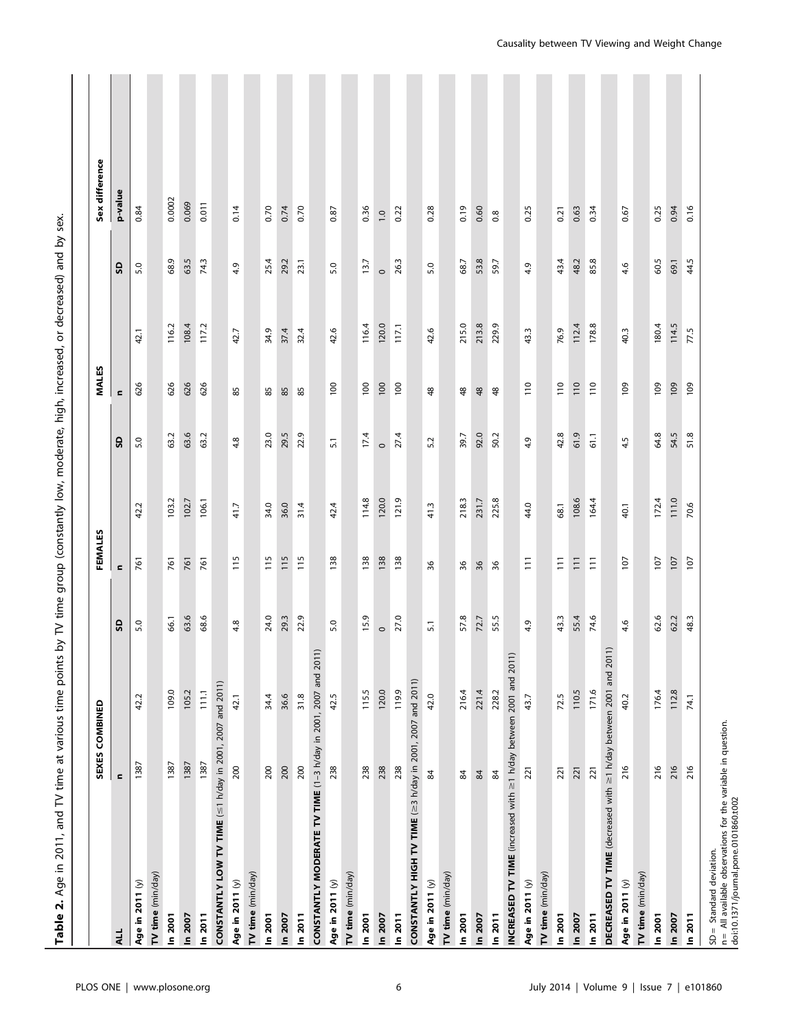**Table 2.** Age in 2011, and TV time at various time points by TV time group (constantly low, moderate, high, increased, or decreased) and by sex.

| | SEXES COMBINED | | | FEMALES | | | MALES | | | Sex difference |
|---|---|---|---|---|---|---|---|---|---|---|
| **ALL** | **n** | | **SD** | **n** | | **SD** | **n** | | **SD** | **p-value** |
| **Age in 2011** (y) | 1387 | 42.2 | 5.0 | 761 | 42.2 | 5.0 | 626 | 42.1 | 5.0 | 0.84 |
| **TV time** (min/day) | | | | | | | | | | |
| **In 2001** | 1387 | 109.0 | 66.1 | 761 | 103.2 | 63.2 | 626 | 116.2 | 68.9 | 0.0002 |
| **In 2007** | 1387 | 105.2 | 63.6 | 761 | 102.7 | 63.6 | 626 | 108.4 | 63.5 | 0.069 |
| **In 2011** | 1387 | 111.1 | 68.6 | 761 | 106.1 | 63.2 | 626 | 117.2 | 74.3 | 0.011 |
| **CONSTANTLY LOW TV TIME** (≤1 h/day in 2001, 2007 and 2011) | | | | | | | | | | |
| **Age in 2011** (y) | 200 | 42.1 | 4.8 | 115 | 41.7 | 4.8 | 85 | 42.7 | 4.9 | 0.14 |
| **TV time** (min/day) | | | | | | | | | | |
| **In 2001** | 200 | 34.4 | 24.0 | 115 | 34.0 | 23.0 | 85 | 34.9 | 25.4 | 0.70 |
| **In 2007** | 200 | 36.6 | 29.3 | 115 | 36.0 | 29.5 | 85 | 37.4 | 29.2 | 0.74 |
| **In 2011** | 200 | 31.8 | 22.9 | 115 | 31.4 | 22.9 | 85 | 32.4 | 23.1 | 0.70 |
| **CONSTANTLY MODERATE TV TIME** (1–3 h/day in 2001, 2007 and 2011) | | | | | | | | | | |
| **Age in 2011** (y) | 238 | 42.5 | 5.0 | 138 | 42.4 | 5.1 | 100 | 42.6 | 5.0 | 0.87 |
| **TV time** (min/day) | | | | | | | | | | |
| **In 2001** | 238 | 115.5 | 15.9 | 138 | 114.8 | 17.4 | 100 | 116.4 | 13.7 | 0.36 |
| **In 2007** | 238 | 120.0 | 0 | 138 | 120.0 | 0 | 100 | 120.0 | 0 | 1.0 |
| **In 2011** | 238 | 119.9 | 27.0 | 138 | 121.9 | 27.4 | 100 | 117.1 | 26.3 | 0.22 |
| **CONSTANTLY HIGH TV TIME** (≥3 h/day in 2001, 2007 and 2011) | | | | | | | | | | |
| **Age in 2011** (y) | 84 | 42.0 | 5.1 | 36 | 41.3 | 5.2 | 48 | 42.6 | 5.0 | 0.28 |
| **TV time** (min/day) | | | | | | | | | | |
| **In 2001** | 84 | 216.4 | 57.8 | 36 | 218.3 | 39.7 | 48 | 215.0 | 68.7 | 0.19 |
| **In 2007** | 84 | 221.4 | 72.7 | 36 | 231.7 | 92.0 | 48 | 213.8 | 53.8 | 0.60 |
| **In 2011** | 84 | 228.2 | 55.5 | 36 | 225.8 | 50.2 | 48 | 229.9 | 59.7 | 0.8 |
| **INCREASED TV TIME** (increased with ≥1 h/day between 2001 and 2011) | | | | | | | | | | |
| **Age in 2011** (y) | 221 | 43.7 | 4.9 | 111 | 44.0 | 4.9 | 110 | 43.3 | 4.9 | 0.25 |
| **TV time** (min/day) | | | | | | | | | | |
| **In 2001** | 221 | 72.5 | 43.3 | 111 | 68.1 | 42.8 | 110 | 76.9 | 43.4 | 0.21 |
| **In 2007** | 221 | 110.5 | 55.4 | 111 | 108.6 | 61.9 | 110 | 112.4 | 48.2 | 0.63 |
| **In 2011** | 221 | 171.6 | 74.6 | 111 | 164.4 | 61.1 | 110 | 178.8 | 85.8 | 0.34 |
| **DECREASED TV TIME** (decreased with ≥1 h/day between 2001 and 2011) | | | | | | | | | | |
| **Age in 2011** (y) | 216 | 40.2 | 4.6 | 107 | 40.1 | 4.5 | 109 | 40.3 | 4.6 | 0.67 |
| **TV time** (min/day) | | | | | | | | | | |
| **In 2001** | 216 | 176.4 | 62.6 | 107 | 172.4 | 64.8 | 109 | 180.4 | 60.5 | 0.25 |
| **In 2007** | 216 | 112.8 | 62.2 | 107 | 111.0 | 54.5 | 109 | 114.5 | 69.1 | 0.94 |
| **In 2011** | 216 | 74.1 | 48.3 | 107 | 70.6 | 51.8 | 109 | 77.5 | 44.5 | 0.16 |

SD = Standard deviation.
n = All available observations for the variable in question.
doi:10.1371/journal.pone.0101860.t002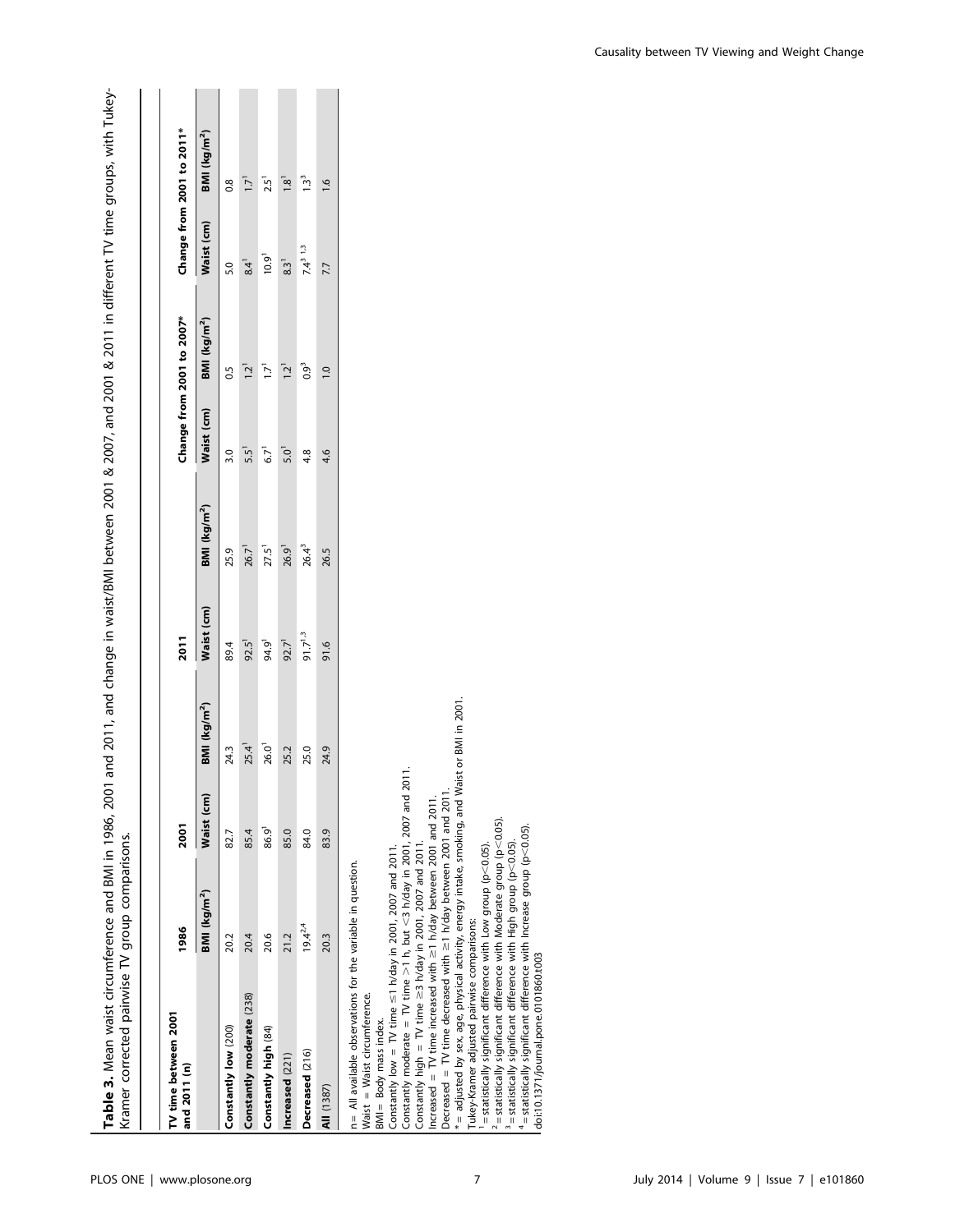**Table 3.** Mean waist circumference and BMI in 1986, 2001 and 2011, and change in waist/BMI between 2001 & 2007, and 2001 & 2011 in different TV time groups, with Tukey-Kramer corrected pairwise TV group comparisons.

| TV time between 2001 and 2011 (n) | 1986 | 2001 | | 2011 | | Change from 2001 to 2007* | | Change from 2001 to 2011* | |
|---|---|---|---|---|---|---|---|---|---|
| | BMI (kg/m²) | Waist (cm) | BMI (kg/m²) | Waist (cm) | BMI (kg/m²) | Waist (cm) | BMI (kg/m²) | Waist (cm) | BMI (kg/m²) |
| **Constantly low** (200) | 20.2 | 82.7 | 24.3 | 89.4 | 25.9 | 3.0 | 0.5 | 5.0 | 0.8 |
| **Constantly moderate** (238) | 20.4 | 85.4 | 25.4[1] | 92.5[1] | 26.7[1] | 5.5[1] | 1.2[1] | 8.4[1] | 1.7[1] |
| **Constantly high** (84) | 20.6 | 86.9[1] | 26.0[1] | 94.9[1] | 27.5[1] | 6.7[1] | 1.7[1] | 10.9[1] | 2.5[1] |
| **Increased** (221) | 21.2 | 85.0 | 25.2 | 92.7[1] | 26.9[1] | 5.0[1] | 1.2[1] | 8.3[1] | 1.8[1] |
| **Decreased** (216) | 19.4[2,4] | 84.0 | 25.0 | 91.7[1,3] | 26.4[3] | 4.8 | 0.9[3] | 7.4[3 1,3] | 1.3[3] |
| **All** (1387) | 20.3 | 83.9 | 24.9 | 91.6 | 26.5 | 4.6 | 1.0 | 7.7 | 1.6 |

n = All available observations for the variable in question.
Waist = Waist circumference.
BMI = Body mass index.
Constantly low = TV time ≤1 h/day in 2001, 2007 and 2011.
Constantly moderate = TV time >1 h, but <3 h/day in 2001, 2007 and 2011.
Constantly high = TV time ≥3 h/day in 2001, 2007 and 2011.
Increased = TV time increased with ≥1 h/day between 2001 and 2011.
Decreased = TV time decreased with ≥1 h/day between 2001 and 2011.
* = adjusted by sex, age, physical activity, energy intake, smoking, and Waist or BMI in 2001.
Tukey-Kramer adjusted pairwise comparisons:
[1] = statistically significant difference with Low group ($p<0.05$).
[2] = statistically significant difference with Moderate group ($p<0.05$).
[3] = statistically significant difference with High group ($p<0.05$).
[4] = statistically significant difference with Increase group ($p<0.05$).
doi:10.1371/journal.pone.0101860.t003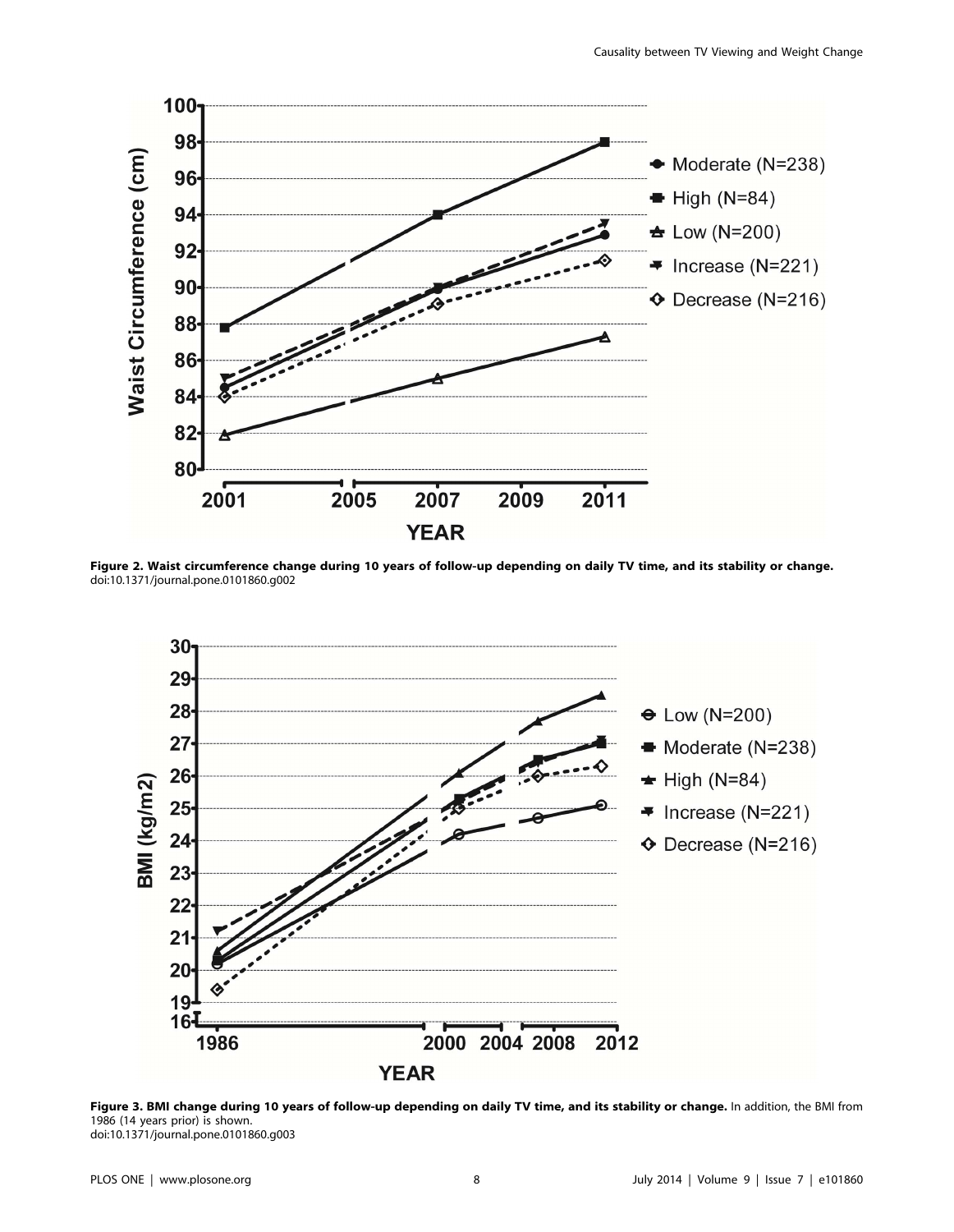**Figure 2. Waist circumference change during 10 years of follow-up depending on daily TV time, and its stability or change.**
doi:10.1371/journal.pone.0101860.g002

**Figure 3. BMI change during 10 years of follow-up depending on daily TV time, and its stability or change.** In addition, the BMI from 1986 (14 years prior) is shown.
doi:10.1371/journal.pone.0101860.g003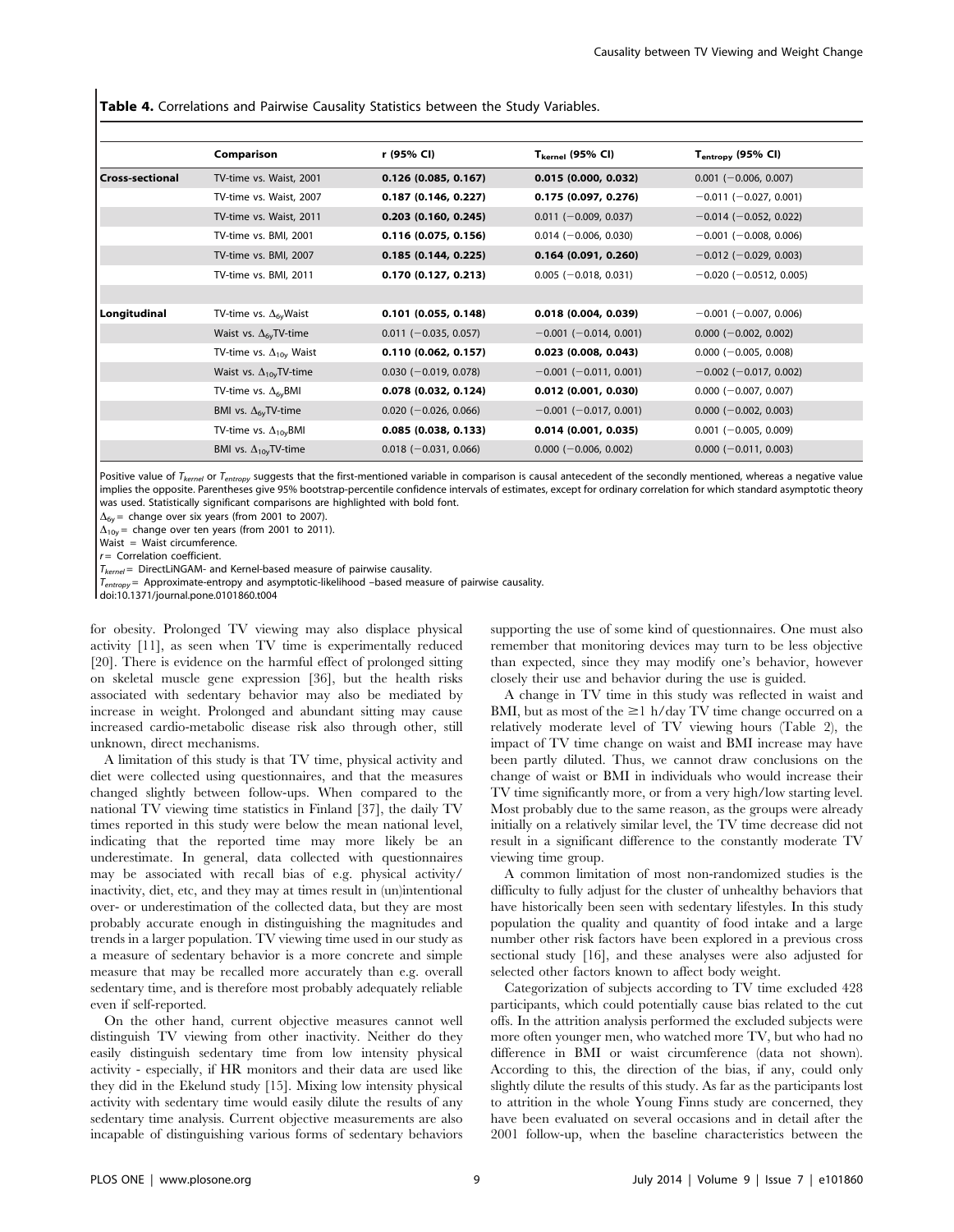**Table 4.** Correlations and Pairwise Causality Statistics between the Study Variables.

| | Comparison | r (95% CI) | $T_{kernel}$ (95% CI) | $T_{entropy}$ (95% CI) |
|---|---|---|---|---|
| **Cross-sectional** | TV-time vs. Waist, 2001 | **0.126 (0.085, 0.167)** | **0.015 (0.000, 0.032)** | 0.001 (−0.006, 0.007) |
| | TV-time vs. Waist, 2007 | **0.187 (0.146, 0.227)** | **0.175 (0.097, 0.276)** | −0.011 (−0.027, 0.001) |
| | TV-time vs. Waist, 2011 | **0.203 (0.160, 0.245)** | 0.011 (−0.009, 0.037) | −0.014 (−0.052, 0.022) |
| | TV-time vs. BMI, 2001 | **0.116 (0.075, 0.156)** | 0.014 (−0.006, 0.030) | −0.001 (−0.008, 0.006) |
| | TV-time vs. BMI, 2007 | **0.185 (0.144, 0.225)** | **0.164 (0.091, 0.260)** | −0.012 (−0.029, 0.003) |
| | TV-time vs. BMI, 2011 | **0.170 (0.127, 0.213)** | 0.005 (−0.018, 0.031) | −0.020 (−0.0512, 0.005) |
| | | | | |
| **Longitudinal** | TV-time vs. $\Delta_{6y}$Waist | **0.101 (0.055, 0.148)** | **0.018 (0.004, 0.039)** | −0.001 (−0.007, 0.006) |
| | Waist vs. $\Delta_{6y}$TV-time | 0.011 (−0.035, 0.057) | −0.001 (−0.014, 0.001) | 0.000 (−0.002, 0.002) |
| | TV-time vs. $\Delta_{10y}$ Waist | **0.110 (0.062, 0.157)** | **0.023 (0.008, 0.043)** | 0.000 (−0.005, 0.008) |
| | Waist vs. $\Delta_{10y}$TV-time | 0.030 (−0.019, 0.078) | −0.001 (−0.011, 0.001) | −0.002 (−0.017, 0.002) |
| | TV-time vs. $\Delta_{6y}$BMI | **0.078 (0.032, 0.124)** | **0.012 (0.001, 0.030)** | 0.000 (−0.007, 0.007) |
| | BMI vs. $\Delta_{6y}$TV-time | 0.020 (−0.026, 0.066) | −0.001 (−0.017, 0.001) | 0.000 (−0.002, 0.003) |
| | TV-time vs. $\Delta_{10y}$BMI | **0.085 (0.038, 0.133)** | **0.014 (0.001, 0.035)** | 0.001 (−0.005, 0.009) |
| | BMI vs. $\Delta_{10y}$TV-time | 0.018 (−0.031, 0.066) | 0.000 (−0.006, 0.002) | 0.000 (−0.011, 0.003) |

Positive value of $T_{kernel}$ or $T_{entropy}$ suggests that the first-mentioned variable in comparison is causal antecedent of the secondly mentioned, whereas a negative value implies the opposite. Parentheses give 95% bootstrap-percentile confidence intervals of estimates, except for ordinary correlation for which standard asymptotic theory was used. Statistically significant comparisons are highlighted with bold font.

$\Delta_{6y}$ = change over six years (from 2001 to 2007).

$\Delta_{10y}$ = change over ten years (from 2001 to 2011).

Waist = Waist circumference.

$r$ = Correlation coefficient.

$T_{kernel}$ = DirectLiNGAM- and Kernel-based measure of pairwise causality.

$T_{entropy}$ = Approximate-entropy and asymptotic-likelihood –based measure of pairwise causality.

doi:10.1371/journal.pone.0101860.t004

for obesity. Prolonged TV viewing may also displace physical activity [11], as seen when TV time is experimentally reduced [20]. There is evidence on the harmful effect of prolonged sitting on skeletal muscle gene expression [36], but the health risks associated with sedentary behavior may also be mediated by increase in weight. Prolonged and abundant sitting may cause increased cardio-metabolic disease risk also through other, still unknown, direct mechanisms.

A limitation of this study is that TV time, physical activity and diet were collected using questionnaires, and that the measures changed slightly between follow-ups. When compared to the national TV viewing time statistics in Finland [37], the daily TV times reported in this study were below the mean national level, indicating that the reported time may more likely be an underestimate. In general, data collected with questionnaires may be associated with recall bias of e.g. physical activity/inactivity, diet, etc, and they may at times result in (un)intentional over- or underestimation of the collected data, but they are most probably accurate enough in distinguishing the magnitudes and trends in a larger population. TV viewing time used in our study as a measure of sedentary behavior is a more concrete and simple measure that may be recalled more accurately than e.g. overall sedentary time, and is therefore most probably adequately reliable even if self-reported.

On the other hand, current objective measures cannot well distinguish TV viewing from other inactivity. Neither do they easily distinguish sedentary time from low intensity physical activity - especially, if HR monitors and their data are used like they did in the Ekelund study [15]. Mixing low intensity physical activity with sedentary time would easily dilute the results of any sedentary time analysis. Current objective measurements are also incapable of distinguishing various forms of sedentary behaviors supporting the use of some kind of questionnaires. One must also remember that monitoring devices may turn to be less objective than expected, since they may modify one's behavior, however closely their use and behavior during the use is guided.

A change in TV time in this study was reflected in waist and BMI, but as most of the ≥1 h/day TV time change occurred on a relatively moderate level of TV viewing hours (Table 2), the impact of TV time change on waist and BMI increase may have been partly diluted. Thus, we cannot draw conclusions on the change of waist or BMI in individuals who would increase their TV time significantly more, or from a very high/low starting level. Most probably due to the same reason, as the groups were already initially on a relatively similar level, the TV time decrease did not result in a significant difference to the constantly moderate TV viewing time group.

A common limitation of most non-randomized studies is the difficulty to fully adjust for the cluster of unhealthy behaviors that have historically been seen with sedentary lifestyles. In this study population the quality and quantity of food intake and a large number other risk factors have been explored in a previous cross sectional study [16], and these analyses were also adjusted for selected other factors known to affect body weight.

Categorization of subjects according to TV time excluded 428 participants, which could potentially cause bias related to the cut offs. In the attrition analysis performed the excluded subjects were more often younger men, who watched more TV, but who had no difference in BMI or waist circumference (data not shown). According to this, the direction of the bias, if any, could only slightly dilute the results of this study. As far as the participants lost to attrition in the whole Young Finns study are concerned, they have been evaluated on several occasions and in detail after the 2001 follow-up, when the baseline characteristics between the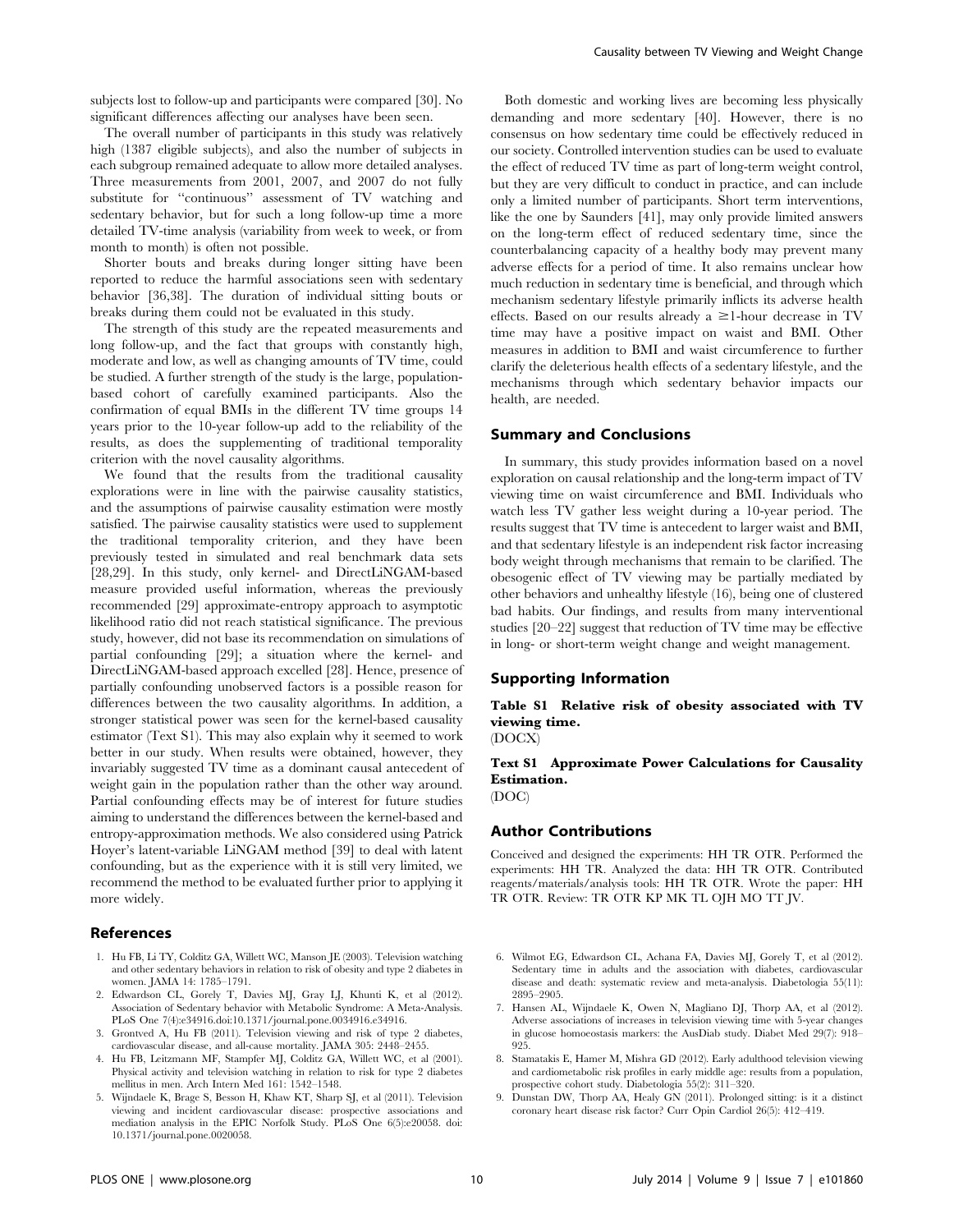subjects lost to follow-up and participants were compared [30]. No significant differences affecting our analyses have been seen.

The overall number of participants in this study was relatively high (1387 eligible subjects), and also the number of subjects in each subgroup remained adequate to allow more detailed analyses. Three measurements from 2001, 2007, and 2007 do not fully substitute for "continuous" assessment of TV watching and sedentary behavior, but for such a long follow-up time a more detailed TV-time analysis (variability from week to week, or from month to month) is often not possible.

Shorter bouts and breaks during longer sitting have been reported to reduce the harmful associations seen with sedentary behavior [36,38]. The duration of individual sitting bouts or breaks during them could not be evaluated in this study.

The strength of this study are the repeated measurements and long follow-up, and the fact that groups with constantly high, moderate and low, as well as changing amounts of TV time, could be studied. A further strength of the study is the large, population-based cohort of carefully examined participants. Also the confirmation of equal BMIs in the different TV time groups 14 years prior to the 10-year follow-up add to the reliability of the results, as does the supplementing of traditional temporality criterion with the novel causality algorithms.

We found that the results from the traditional causality explorations were in line with the pairwise causality statistics, and the assumptions of pairwise causality estimation were mostly satisfied. The pairwise causality statistics were used to supplement the traditional temporality criterion, and they have been previously tested in simulated and real benchmark data sets [28,29]. In this study, only kernel- and DirectLiNGAM-based measure provided useful information, whereas the previously recommended [29] approximate-entropy approach to asymptotic likelihood ratio did not reach statistical significance. The previous study, however, did not base its recommendation on simulations of partial confounding [29]; a situation where the kernel- and DirectLiNGAM-based approach excelled [28]. Hence, presence of partially confounding unobserved factors is a possible reason for differences between the two causality algorithms. In addition, a stronger statistical power was seen for the kernel-based causality estimator (Text S1). This may also explain why it seemed to work better in our study. When results were obtained, however, they invariably suggested TV time as a dominant causal antecedent of weight gain in the population rather than the other way around. Partial confounding effects may be of interest for future studies aiming to understand the differences between the kernel-based and entropy-approximation methods. We also considered using Patrick Hoyer's latent-variable LiNGAM method [39] to deal with latent confounding, but as the experience with it is still very limited, we recommend the method to be evaluated further prior to applying it more widely.

Both domestic and working lives are becoming less physically demanding and more sedentary [40]. However, there is no consensus on how sedentary time could be effectively reduced in our society. Controlled intervention studies can be used to evaluate the effect of reduced TV time as part of long-term weight control, but they are very difficult to conduct in practice, and can include only a limited number of participants. Short term interventions, like the one by Saunders [41], may only provide limited answers on the long-term effect of reduced sedentary time, since the counterbalancing capacity of a healthy body may prevent many adverse effects for a period of time. It also remains unclear how much reduction in sedentary time is beneficial, and through which mechanism sedentary lifestyle primarily inflicts its adverse health effects. Based on our results already a $\geq$1-hour decrease in TV time may have a positive impact on waist and BMI. Other measures in addition to BMI and waist circumference to further clarify the deleterious health effects of a sedentary lifestyle, and the mechanisms through which sedentary behavior impacts our health, are needed.

## Summary and Conclusions

In summary, this study provides information based on a novel exploration on causal relationship and the long-term impact of TV viewing time on waist circumference and BMI. Individuals who watch less TV gather less weight during a 10-year period. The results suggest that TV time is antecedent to larger waist and BMI, and that sedentary lifestyle is an independent risk factor increasing body weight through mechanisms that remain to be clarified. The obesogenic effect of TV viewing may be partially mediated by other behaviors and unhealthy lifestyle (16), being one of clustered bad habits. Our findings, and results from many interventional studies [20–22] suggest that reduction of TV time may be effective in long- or short-term weight change and weight management.

## Supporting Information

**Table S1 Relative risk of obesity associated with TV viewing time.**
(DOCX)

**Text S1 Approximate Power Calculations for Causality Estimation.**
(DOC)

## Author Contributions

Conceived and designed the experiments: HH TR OTR. Performed the experiments: HH TR. Analyzed the data: HH TR OTR. Contributed reagents/materials/analysis tools: HH TR OTR. Wrote the paper: HH TR OTR. Review: TR OTR KP MK TL OJH MO TT JV.

## References

1. Hu FB, Li TY, Colditz GA, Willett WC, Manson JE (2003). Television watching and other sedentary behaviors in relation to risk of obesity and type 2 diabetes in women. JAMA 14: 1785–1791.
2. Edwardson CL, Gorely T, Davies MJ, Gray LJ, Khunti K, et al (2012). Association of Sedentary behavior with Metabolic Syndrome: A Meta-Analysis. PLoS One 7(4):e34916.doi:10.1371/journal.pone.0034916.e34916.
3. Grontved A, Hu FB (2011). Television viewing and risk of type 2 diabetes, cardiovascular disease, and all-cause mortality. JAMA 305: 2448–2455.
4. Hu FB, Leitzmann MF, Stampfer MJ, Colditz GA, Willett WC, et al (2001). Physical activity and television watching in relation to risk for type 2 diabetes mellitus in men. Arch Intern Med 161: 1542–1548.
5. Wijndaele K, Brage S, Besson H, Khaw KT, Sharp SJ, et al (2011). Television viewing and incident cardiovascular disease: prospective associations and mediation analysis in the EPIC Norfolk Study. PLoS One 6(5):e20058. doi: 10.1371/journal.pone.0020058.
6. Wilmot EG, Edwardson CL, Achana FA, Davies MJ, Gorely T, et al (2012). Sedentary time in adults and the association with diabetes, cardiovascular disease and death: systematic review and meta-analysis. Diabetologia 55(11): 2895–2905.
7. Hansen AL, Wijndaele K, Owen N, Magliano DJ, Thorp AA, et al (2012). Adverse associations of increases in television viewing time with 5-year changes in glucose homoeostasis markers: the AusDiab study. Diabet Med 29(7): 918–925.
8. Stamatakis E, Hamer M, Mishra GD (2012). Early adulthood television viewing and cardiometabolic risk profiles in early middle age: results from a population, prospective cohort study. Diabetologia 55(2): 311–320.
9. Dunstan DW, Thorp AA, Healy GN (2011). Prolonged sitting: is it a distinct coronary heart disease risk factor? Curr Opin Cardiol 26(5): 412–419.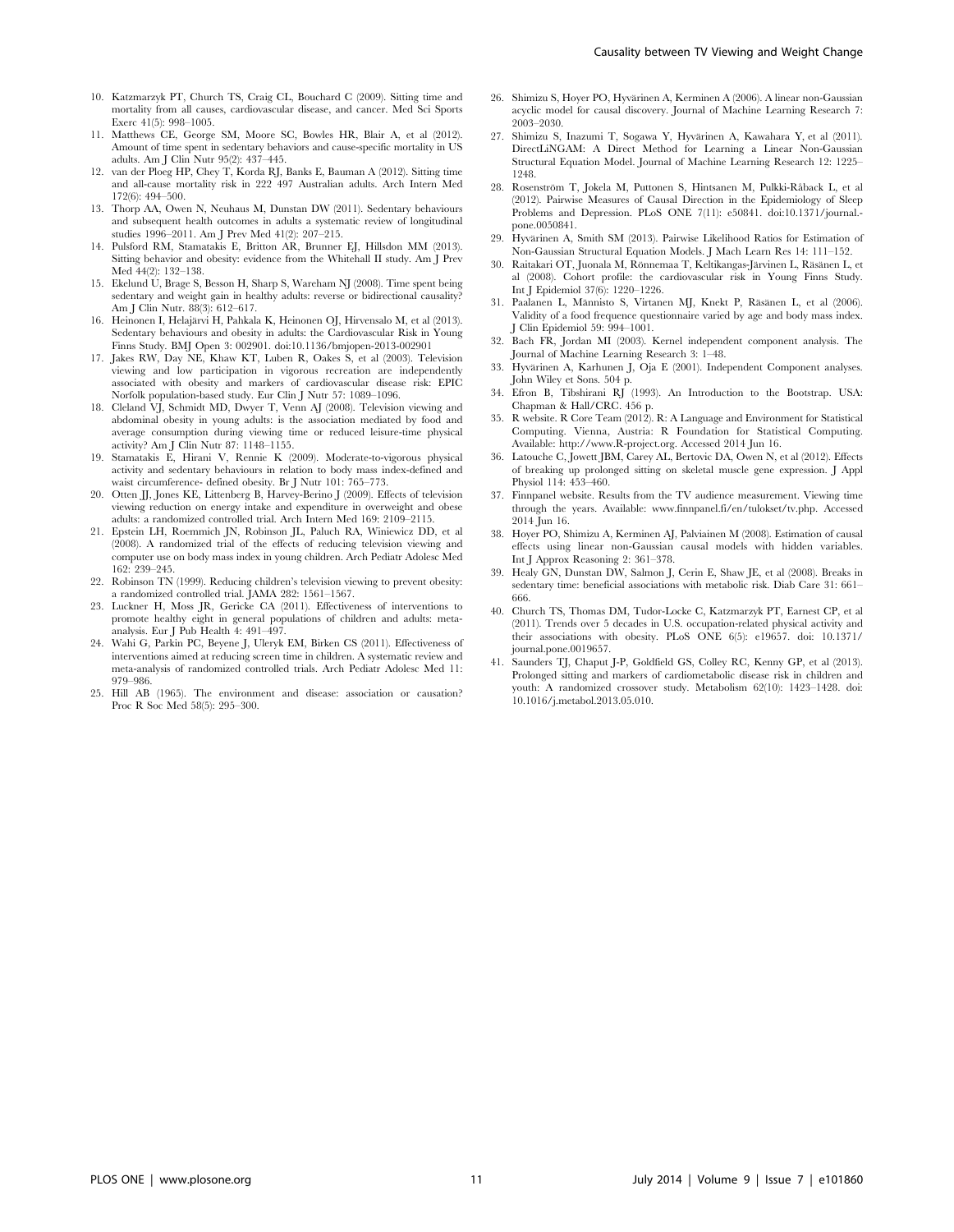10. Katzmarzyk PT, Church TS, Craig CL, Bouchard C (2009). Sitting time and mortality from all causes, cardiovascular disease, and cancer. Med Sci Sports Exerc 41(5): 998–1005.
11. Matthews CE, George SM, Moore SC, Bowles HR, Blair A, et al (2012). Amount of time spent in sedentary behaviors and cause-specific mortality in US adults. Am J Clin Nutr 95(2): 437–445.
12. van der Ploeg HP, Chey T, Korda RJ, Banks E, Bauman A (2012). Sitting time and all-cause mortality risk in 222 497 Australian adults. Arch Intern Med 172(6): 494–500.
13. Thorp AA, Owen N, Neuhaus M, Dunstan DW (2011). Sedentary behaviours and subsequent health outcomes in adults a systematic review of longitudinal studies 1996–2011. Am J Prev Med 41(2): 207–215.
14. Pulsford RM, Stamatakis E, Britton AR, Brunner EJ, Hillsdon MM (2013). Sitting behavior and obesity: evidence from the Whitehall II study. Am J Prev Med 44(2): 132–138.
15. Ekelund U, Brage S, Besson H, Sharp S, Wareham NJ (2008). Time spent being sedentary and weight gain in healthy adults: reverse or bidirectional causality? Am J Clin Nutr. 88(3): 612–617.
16. Heinonen I, Helajärvi H, Pahkala K, Heinonen OJ, Hirvensalo M, et al (2013). Sedentary behaviours and obesity in adults: the Cardiovascular Risk in Young Finns Study. BMJ Open 3: 002901. doi:10.1136/bmjopen-2013-002901
17. Jakes RW, Day NE, Khaw KT, Luben R, Oakes S, et al (2003). Television viewing and low participation in vigorous recreation are independently associated with obesity and markers of cardiovascular disease risk: EPIC Norfolk population-based study. Eur Clin J Nutr 57: 1089–1096.
18. Cleland VJ, Schmidt MD, Dwyer T, Venn AJ (2008). Television viewing and abdominal obesity in young adults: is the association mediated by food and average consumption during viewing time or reduced leisure-time physical activity? Am J Clin Nutr 87: 1148–1155.
19. Stamatakis E, Hirani V, Rennie K (2009). Moderate-to-vigorous physical activity and sedentary behaviours in relation to body mass index-defined and waist circumference- defined obesity. Br J Nutr 101: 765–773.
20. Otten JJ, Jones KE, Littenberg B, Harvey-Berino J (2009). Effects of television viewing reduction on energy intake and expenditure in overweight and obese adults: a randomized controlled trial. Arch Intern Med 169: 2109–2115.
21. Epstein LH, Roemmich JN, Robinson JL, Paluch RA, Winiewicz DD, et al (2008). A randomized trial of the effects of reducing television viewing and computer use on body mass index in young children. Arch Pediatr Adolesc Med 162: 239–245.
22. Robinson TN (1999). Reducing children's television viewing to prevent obesity: a randomized controlled trial. JAMA 282: 1561–1567.
23. Luckner H, Moss JR, Gericke CA (2011). Effectiveness of interventions to promote healthy eight in general populations of children and adults: meta-analysis. Eur J Pub Health 4: 491–497.
24. Wahi G, Parkin PC, Beyene J, Uleryk EM, Birken CS (2011). Effectiveness of interventions aimed at reducing screen time in children. A systematic review and meta-analysis of randomized controlled trials. Arch Pediatr Adolesc Med 11: 979–986.
25. Hill AB (1965). The environment and disease: association or causation? Proc R Soc Med 58(5): 295–300.
26. Shimizu S, Hoyer PO, Hyvärinen A, Kerminen A (2006). A linear non-Gaussian acyclic model for causal discovery. Journal of Machine Learning Research 7: 2003–2030.
27. Shimizu S, Inazumi T, Sogawa Y, Hyvärinen A, Kawahara Y, et al (2011). DirectLiNGAM: A Direct Method for Learning a Linear Non-Gaussian Structural Equation Model. Journal of Machine Learning Research 12: 1225–1248.
28. Rosenström T, Jokela M, Puttonen S, Hintsanen M, Pulkki-Råback L, et al (2012). Pairwise Measures of Causal Direction in the Epidemiology of Sleep Problems and Depression. PLoS ONE 7(11): e50841. doi:10.1371/journal.pone.0050841.
29. Hyvärinen A, Smith SM (2013). Pairwise Likelihood Ratios for Estimation of Non-Gaussian Structural Equation Models. J Mach Learn Res 14: 111–152.
30. Raitakari OT, Juonala M, Rönnemaa T, Keltikangas-Järvinen L, Räsänen L, et al (2008). Cohort profile: the cardiovascular risk in Young Finns Study. Int J Epidemiol 37(6): 1220–1226.
31. Paalanen L, Männisto S, Virtanen MJ, Knekt P, Räsänen L, et al (2006). Validity of a food frequence questionnaire varied by age and body mass index. J Clin Epidemiol 59: 994–1001.
32. Bach FR, Jordan MI (2003). Kernel independent component analysis. The Journal of Machine Learning Research 3: 1–48.
33. Hyvärinen A, Karhunen J, Oja E (2001). Independent Component analyses. John Wiley et Sons. 504 p.
34. Efron B, Tibshirani RJ (1993). An Introduction to the Bootstrap. USA: Chapman & Hall/CRC. 456 p.
35. R website. R Core Team (2012). R: A Language and Environment for Statistical Computing. Vienna, Austria: R Foundation for Statistical Computing. Available: http://www.R-project.org. Accessed 2014 Jun 16.
36. Latouche C, Jowett JBM, Carey AL, Bertovic DA, Owen N, et al (2012). Effects of breaking up prolonged sitting on skeletal muscle gene expression. J Appl Physiol 114: 453–460.
37. Finnpanel website. Results from the TV audience measurement. Viewing time through the years. Available: www.finnpanel.fi/en/tulokset/tv.php. Accessed 2014 Jun 16.
38. Hoyer PO, Shimizu A, Kerminen AJ, Palviainen M (2008). Estimation of causal effects using linear non-Gaussian causal models with hidden variables. Int J Approx Reasoning 2: 361–378.
39. Healy GN, Dunstan DW, Salmon J, Cerin E, Shaw JE, et al (2008). Breaks in sedentary time: beneficial associations with metabolic risk. Diab Care 31: 661–666.
40. Church TS, Thomas DM, Tudor-Locke C, Katzmarzyk PT, Earnest CP, et al (2011). Trends over 5 decades in U.S. occupation-related physical activity and their associations with obesity. PLoS ONE 6(5): e19657. doi: 10.1371/journal.pone.0019657.
41. Saunders TJ, Chaput J-P, Goldfield GS, Colley RC, Kenny GP, et al (2013). Prolonged sitting and markers of cardiometabolic disease risk in children and youth: A randomized crossover study. Metabolism 62(10): 1423–1428. doi: 10.1016/j.metabol.2013.05.010.